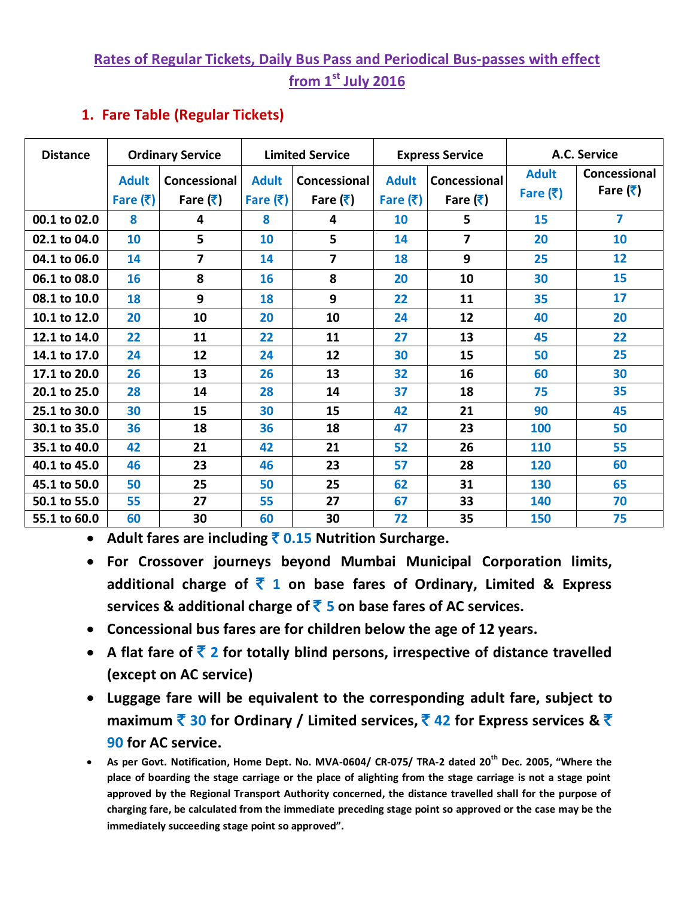# Rates of Regular Tickets, Daily Bus Pass and Periodical Bus-passes with effect from 1st July 2016

## 1. Fare Table (Regular Tickets)

| Distance | Ordinary Service | | Limited Service | | Express Service | | A.C. Service | |
|---|---|---|---|---|---|---|---|---|
| | Adult Fare (₹) | Concessional Fare (₹) | Adult Fare (₹) | Concessional Fare (₹) | Adult Fare (₹) | Concessional Fare (₹) | Adult Fare (₹) | Concessional Fare (₹) |
| 00.1 to 02.0 | 8 | 4 | 8 | 4 | 10 | 5 | 15 | 7 |
| 02.1 to 04.0 | 10 | 5 | 10 | 5 | 14 | 7 | 20 | 10 |
| 04.1 to 06.0 | 14 | 7 | 14 | 7 | 18 | 9 | 25 | 12 |
| 06.1 to 08.0 | 16 | 8 | 16 | 8 | 20 | 10 | 30 | 15 |
| 08.1 to 10.0 | 18 | 9 | 18 | 9 | 22 | 11 | 35 | 17 |
| 10.1 to 12.0 | 20 | 10 | 20 | 10 | 24 | 12 | 40 | 20 |
| 12.1 to 14.0 | 22 | 11 | 22 | 11 | 27 | 13 | 45 | 22 |
| 14.1 to 17.0 | 24 | 12 | 24 | 12 | 30 | 15 | 50 | 25 |
| 17.1 to 20.0 | 26 | 13 | 26 | 13 | 32 | 16 | 60 | 30 |
| 20.1 to 25.0 | 28 | 14 | 28 | 14 | 37 | 18 | 75 | 35 |
| 25.1 to 30.0 | 30 | 15 | 30 | 15 | 42 | 21 | 90 | 45 |
| 30.1 to 35.0 | 36 | 18 | 36 | 18 | 47 | 23 | 100 | 50 |
| 35.1 to 40.0 | 42 | 21 | 42 | 21 | 52 | 26 | 110 | 55 |
| 40.1 to 45.0 | 46 | 23 | 46 | 23 | 57 | 28 | 120 | 60 |
| 45.1 to 50.0 | 50 | 25 | 50 | 25 | 62 | 31 | 130 | 65 |
| 50.1 to 55.0 | 55 | 27 | 55 | 27 | 67 | 33 | 140 | 70 |
| 55.1 to 60.0 | 60 | 30 | 60 | 30 | 72 | 35 | 150 | 75 |

- **Adult fares are including ₹ 0.15 Nutrition Surcharge.**
- **For Crossover journeys beyond Mumbai Municipal Corporation limits, additional charge of ₹ 1 on base fares of Ordinary, Limited & Express services & additional charge of ₹ 5 on base fares of AC services.**
- **Concessional bus fares are for children below the age of 12 years.**
- **A flat fare of ₹ 2 for totally blind persons, irrespective of distance travelled (except on AC service)**
- **Luggage fare will be equivalent to the corresponding adult fare, subject to maximum ₹ 30 for Ordinary / Limited services, ₹ 42 for Express services & ₹ 90 for AC service.**
- **As per Govt. Notification, Home Dept. No. MVA-0604/ CR-075/ TRA-2 dated 20th Dec. 2005, "Where the place of boarding the stage carriage or the place of alighting from the stage carriage is not a stage point approved by the Regional Transport Authority concerned, the distance travelled shall for the purpose of charging fare, be calculated from the immediate preceding stage point so approved or the case may be the immediately succeeding stage point so approved".**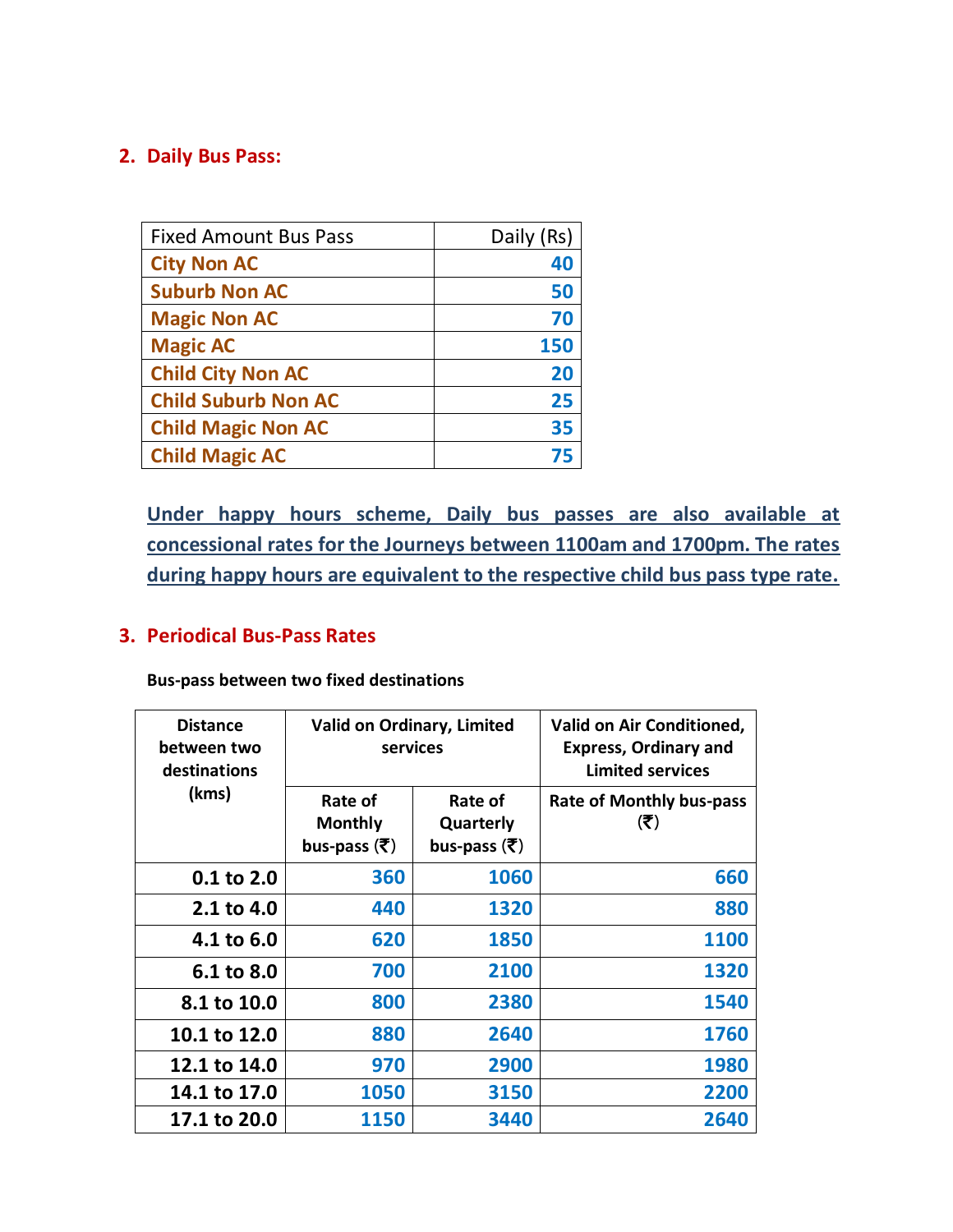## 2. Daily Bus Pass:

| Fixed Amount Bus Pass | Daily (Rs) |
|---|---:|
| **City Non AC** | **40** |
| **Suburb Non AC** | **50** |
| **Magic Non AC** | **70** |
| **Magic AC** | **150** |
| **Child City Non AC** | **20** |
| **Child Suburb Non AC** | **25** |
| **Child Magic Non AC** | **35** |
| **Child Magic AC** | **75** |

**Under happy hours scheme, Daily bus passes are also available at concessional rates for the Journeys between 1100am and 1700pm. The rates during happy hours are equivalent to the respective child bus pass type rate.**

## 3. Periodical Bus-Pass Rates

**Bus-pass between two fixed destinations**

| Distance between two destinations (kms) | Valid on Ordinary, Limited services | | Valid on Air Conditioned, Express, Ordinary and Limited services |
|---|---|---|---|
| | Rate of Monthly bus-pass (₹) | Rate of Quarterly bus-pass (₹) | Rate of Monthly bus-pass (₹) |
| **0.1 to 2.0** | **360** | **1060** | **660** |
| **2.1 to 4.0** | **440** | **1320** | **880** |
| **4.1 to 6.0** | **620** | **1850** | **1100** |
| **6.1 to 8.0** | **700** | **2100** | **1320** |
| **8.1 to 10.0** | **800** | **2380** | **1540** |
| **10.1 to 12.0** | **880** | **2640** | **1760** |
| **12.1 to 14.0** | **970** | **2900** | **1980** |
| **14.1 to 17.0** | **1050** | **3150** | **2200** |
| **17.1 to 20.0** | **1150** | **3440** | **2640** |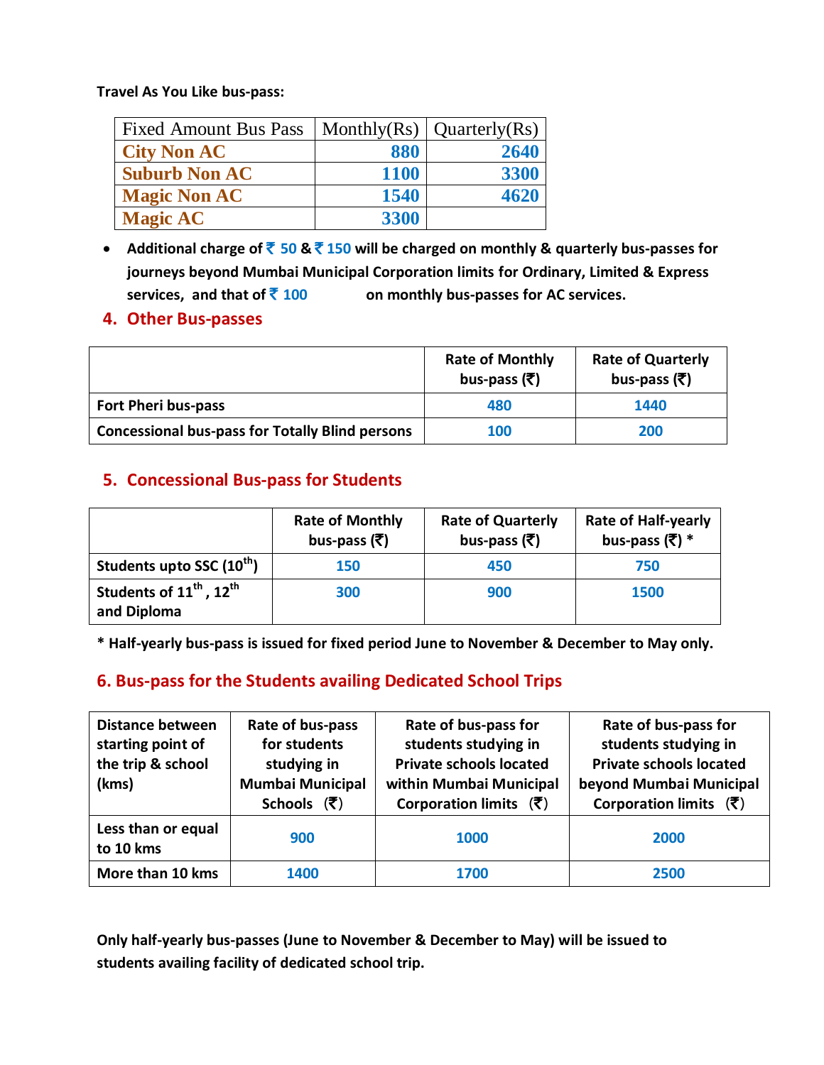**Travel As You Like bus-pass:**

| Fixed Amount Bus Pass | Monthly(Rs) | Quarterly(Rs) |
|---|---|---|
| City Non AC | 880 | 2640 |
| Suburb Non AC | 1100 | 3300 |
| Magic Non AC | 1540 | 4620 |
| Magic AC | 3300 | |

- **Additional charge of ₹ 50 & ₹ 150 will be charged on monthly & quarterly bus-passes for journeys beyond Mumbai Municipal Corporation limits for Ordinary, Limited & Express services, and that of ₹ 100 on monthly bus-passes for AC services.**

## 4. Other Bus-passes

| | Rate of Monthly bus-pass (₹) | Rate of Quarterly bus-pass (₹) |
|---|---|---|
| Fort Pheri bus-pass | 480 | 1440 |
| Concessional bus-pass for Totally Blind persons | 100 | 200 |

## 5. Concessional Bus-pass for Students

| | Rate of Monthly bus-pass (₹) | Rate of Quarterly bus-pass (₹) | Rate of Half-yearly bus-pass (₹) * |
|---|---|---|---|
| Students upto SSC (10th) | 150 | 450 | 750 |
| Students of 11th, 12th and Diploma | 300 | 900 | 1500 |

**\* Half-yearly bus-pass is issued for fixed period June to November & December to May only.**

## 6. Bus-pass for the Students availing Dedicated School Trips

| Distance between starting point of the trip & school (kms) | Rate of bus-pass for students studying in Mumbai Municipal Schools (₹) | Rate of bus-pass for students studying in Private schools located within Mumbai Municipal Corporation limits (₹) | Rate of bus-pass for students studying in Private schools located beyond Mumbai Municipal Corporation limits (₹) |
|---|---|---|---|
| Less than or equal to 10 kms | 900 | 1000 | 2000 |
| More than 10 kms | 1400 | 1700 | 2500 |

**Only half-yearly bus-passes (June to November & December to May) will be issued to students availing facility of dedicated school trip.**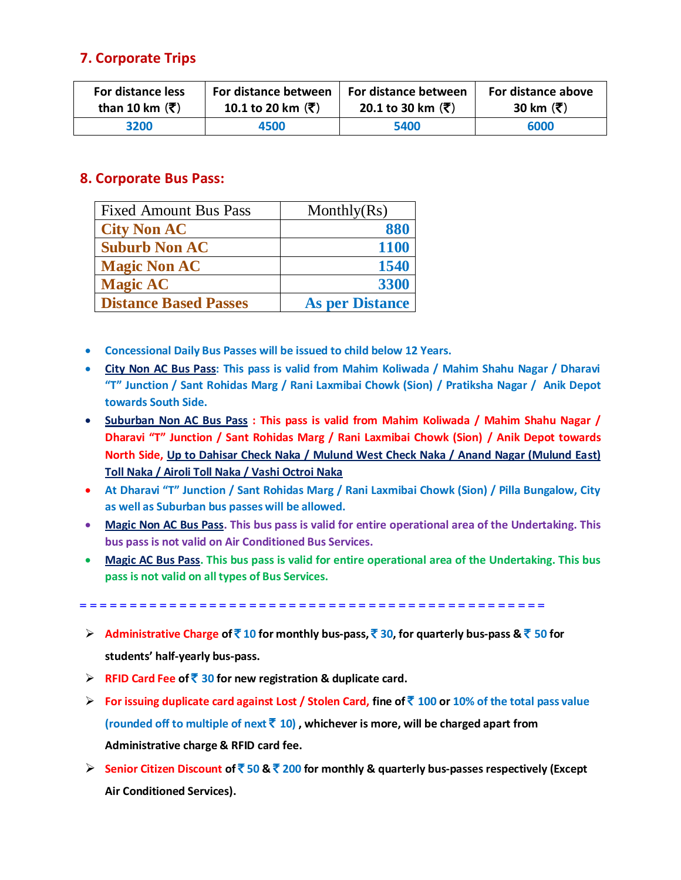## 7. Corporate Trips

| For distance less than 10 km (₹) | For distance between 10.1 to 20 km (₹) | For distance between 20.1 to 30 km (₹) | For distance above 30 km (₹) |
|---|---|---|---|
| 3200 | 4500 | 5400 | 6000 |

## 8. Corporate Bus Pass:

| Fixed Amount Bus Pass | Monthly(Rs) |
|---|---|
| **City Non AC** | **880** |
| **Suburb Non AC** | **1100** |
| **Magic Non AC** | **1540** |
| **Magic AC** | **3300** |
| **Distance Based Passes** | **As per Distance** |

- **Concessional Daily Bus Passes will be issued to child below 12 Years.**
- **City Non AC Bus Pass: This pass is valid from Mahim Koliwada / Mahim Shahu Nagar / Dharavi "T" Junction / Sant Rohidas Marg / Rani Laxmibai Chowk (Sion) / Pratiksha Nagar / Anik Depot towards South Side.**
- **Suburban Non AC Bus Pass : This pass is valid from Mahim Koliwada / Mahim Shahu Nagar / Dharavi "T" Junction / Sant Rohidas Marg / Rani Laxmibai Chowk (Sion) / Anik Depot towards North Side, Up to Dahisar Check Naka / Mulund West Check Naka / Anand Nagar (Mulund East) Toll Naka / Airoli Toll Naka / Vashi Octroi Naka**
- **At Dharavi "T" Junction / Sant Rohidas Marg / Rani Laxmibai Chowk (Sion) / Pilla Bungalow, City as well as Suburban bus passes will be allowed.**
- **Magic Non AC Bus Pass. This bus pass is valid for entire operational area of the Undertaking. This bus pass is not valid on Air Conditioned Bus Services.**
- **Magic AC Bus Pass. This bus pass is valid for entire operational area of the Undertaking. This bus pass is not valid on all types of Bus Services.**

= = = = = = = = = = = = = = = = = = = = = = = = = = = = = = = = = = = = = = = = = = = = = = = =

- **Administrative Charge of ₹ 10 for monthly bus-pass, ₹ 30, for quarterly bus-pass & ₹ 50 for students' half-yearly bus-pass.**
- **RFID Card Fee of ₹ 30 for new registration & duplicate card.**
- **For issuing duplicate card against Lost / Stolen Card, fine of ₹ 100 or 10% of the total pass value (rounded off to multiple of next ₹ 10) , whichever is more, will be charged apart from Administrative charge & RFID card fee.**
- **Senior Citizen Discount of ₹ 50 & ₹ 200 for monthly & quarterly bus-passes respectively (Except Air Conditioned Services).**